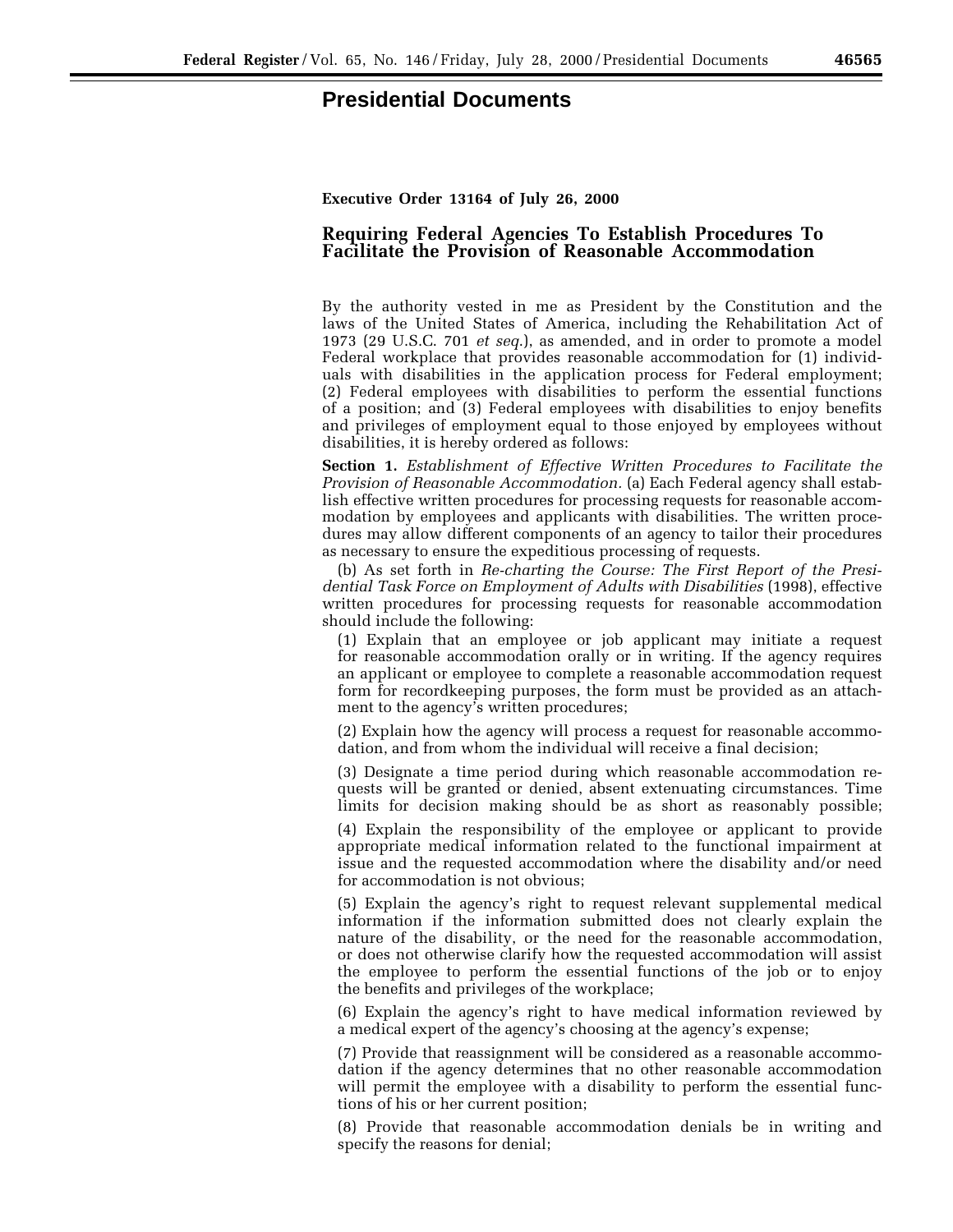# Presidential Documents

**Executive Order 13164 of July 26, 2000**

## Requiring Federal Agencies To Establish Procedures To Facilitate the Provision of Reasonable Accommodation

By the authority vested in me as President by the Constitution and the laws of the United States of America, including the Rehabilitation Act of 1973 (29 U.S.C. 701 *et seq.*), as amended, and in order to promote a model Federal workplace that provides reasonable accommodation for (1) individuals with disabilities in the application process for Federal employment; (2) Federal employees with disabilities to perform the essential functions of a position; and (3) Federal employees with disabilities to enjoy benefits and privileges of employment equal to those enjoyed by employees without disabilities, it is hereby ordered as follows:

**Section 1.** *Establishment of Effective Written Procedures to Facilitate the Provision of Reasonable Accommodation.* (a) Each Federal agency shall establish effective written procedures for processing requests for reasonable accommodation by employees and applicants with disabilities. The written procedures may allow different components of an agency to tailor their procedures as necessary to ensure the expeditious processing of requests.

(b) As set forth in *Re-charting the Course: The First Report of the Presidential Task Force on Employment of Adults with Disabilities* (1998), effective written procedures for processing requests for reasonable accommodation should include the following:

(1) Explain that an employee or job applicant may initiate a request for reasonable accommodation orally or in writing. If the agency requires an applicant or employee to complete a reasonable accommodation request form for recordkeeping purposes, the form must be provided as an attachment to the agency's written procedures;

(2) Explain how the agency will process a request for reasonable accommodation, and from whom the individual will receive a final decision;

(3) Designate a time period during which reasonable accommodation requests will be granted or denied, absent extenuating circumstances. Time limits for decision making should be as short as reasonably possible;

(4) Explain the responsibility of the employee or applicant to provide appropriate medical information related to the functional impairment at issue and the requested accommodation where the disability and/or need for accommodation is not obvious;

(5) Explain the agency's right to request relevant supplemental medical information if the information submitted does not clearly explain the nature of the disability, or the need for the reasonable accommodation, or does not otherwise clarify how the requested accommodation will assist the employee to perform the essential functions of the job or to enjoy the benefits and privileges of the workplace;

(6) Explain the agency's right to have medical information reviewed by a medical expert of the agency's choosing at the agency's expense;

(7) Provide that reassignment will be considered as a reasonable accommodation if the agency determines that no other reasonable accommodation will permit the employee with a disability to perform the essential functions of his or her current position;

(8) Provide that reasonable accommodation denials be in writing and specify the reasons for denial;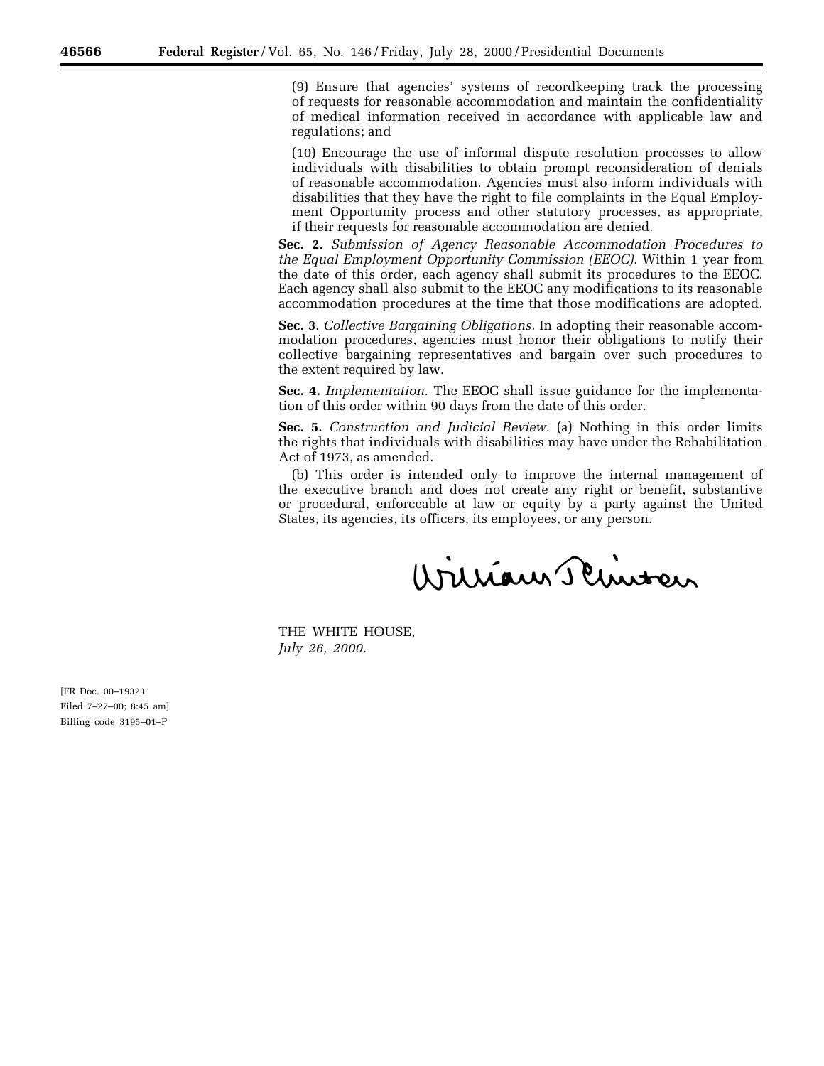(9) Ensure that agencies' systems of recordkeeping track the processing of requests for reasonable accommodation and maintain the confidentiality of medical information received in accordance with applicable law and regulations; and

(10) Encourage the use of informal dispute resolution processes to allow individuals with disabilities to obtain prompt reconsideration of denials of reasonable accommodation. Agencies must also inform individuals with disabilities that they have the right to file complaints in the Equal Employment Opportunity process and other statutory processes, as appropriate, if their requests for reasonable accommodation are denied.

**Sec. 2.** *Submission of Agency Reasonable Accommodation Procedures to the Equal Employment Opportunity Commission (EEOC).* Within 1 year from the date of this order, each agency shall submit its procedures to the EEOC. Each agency shall also submit to the EEOC any modifications to its reasonable accommodation procedures at the time that those modifications are adopted.

**Sec. 3.** *Collective Bargaining Obligations.* In adopting their reasonable accommodation procedures, agencies must honor their obligations to notify their collective bargaining representatives and bargain over such procedures to the extent required by law.

**Sec. 4.** *Implementation.* The EEOC shall issue guidance for the implementation of this order within 90 days from the date of this order.

**Sec. 5.** *Construction and Judicial Review.* (a) Nothing in this order limits the rights that individuals with disabilities may have under the Rehabilitation Act of 1973, as amended.

(b) This order is intended only to improve the internal management of the executive branch and does not create any right or benefit, substantive or procedural, enforceable at law or equity by a party against the United States, its agencies, its officers, its employees, or any person.

William J. Clinton

THE WHITE HOUSE,
*July 26, 2000.*

[FR Doc. 00–19323
Filed 7–27–00; 8:45 am]
Billing code 3195–01–P